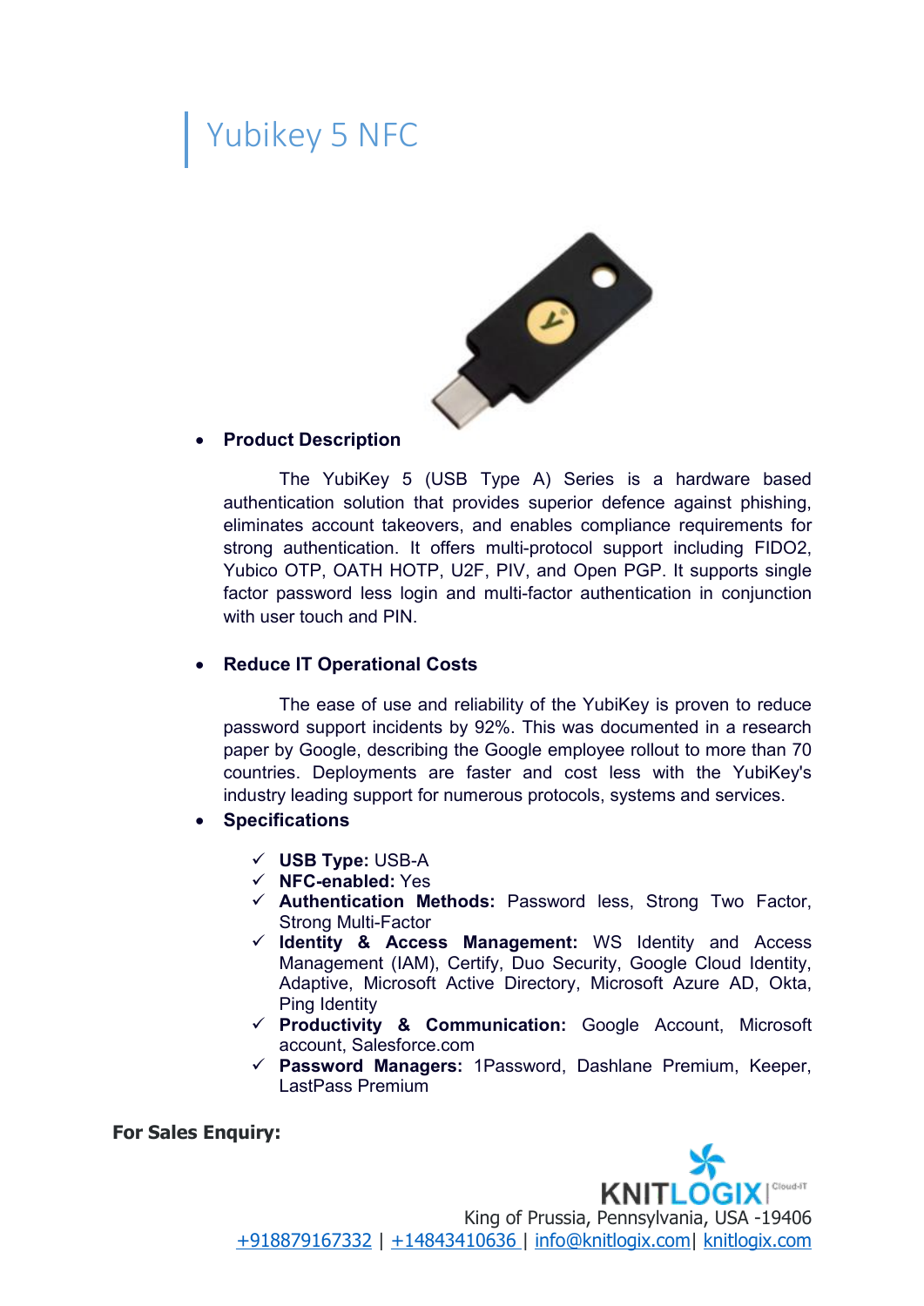# Yubikey 5 NFC

- **Product Description**

  The YubiKey 5 (USB Type A) Series is a hardware based authentication solution that provides superior defence against phishing, eliminates account takeovers, and enables compliance requirements for strong authentication. It offers multi-protocol support including FIDO2, Yubico OTP, OATH HOTP, U2F, PIV, and Open PGP. It supports single factor password less login and multi-factor authentication in conjunction with user touch and PIN.

- **Reduce IT Operational Costs**

  The ease of use and reliability of the YubiKey is proven to reduce password support incidents by 92%. This was documented in a research paper by Google, describing the Google employee rollout to more than 70 countries. Deployments are faster and cost less with the YubiKey's industry leading support for numerous protocols, systems and services.

- **Specifications**

  - ✓ **USB Type:** USB-A
  - ✓ **NFC-enabled:** Yes
  - ✓ **Authentication Methods:** Password less, Strong Two Factor, Strong Multi-Factor
  - ✓ **Identity & Access Management:** WS Identity and Access Management (IAM), Certify, Duo Security, Google Cloud Identity, Adaptive, Microsoft Active Directory, Microsoft Azure AD, Okta, Ping Identity
  - ✓ **Productivity & Communication:** Google Account, Microsoft account, Salesforce.com
  - ✓ **Password Managers:** 1Password, Dashlane Premium, Keeper, LastPass Premium

**For Sales Enquiry:**

KNITLOGIX | Cloud-IT

King of Prussia, Pennsylvania, USA -19406

+918879167332 | +14843410636 | info@knitlogix.com | knitlogix.com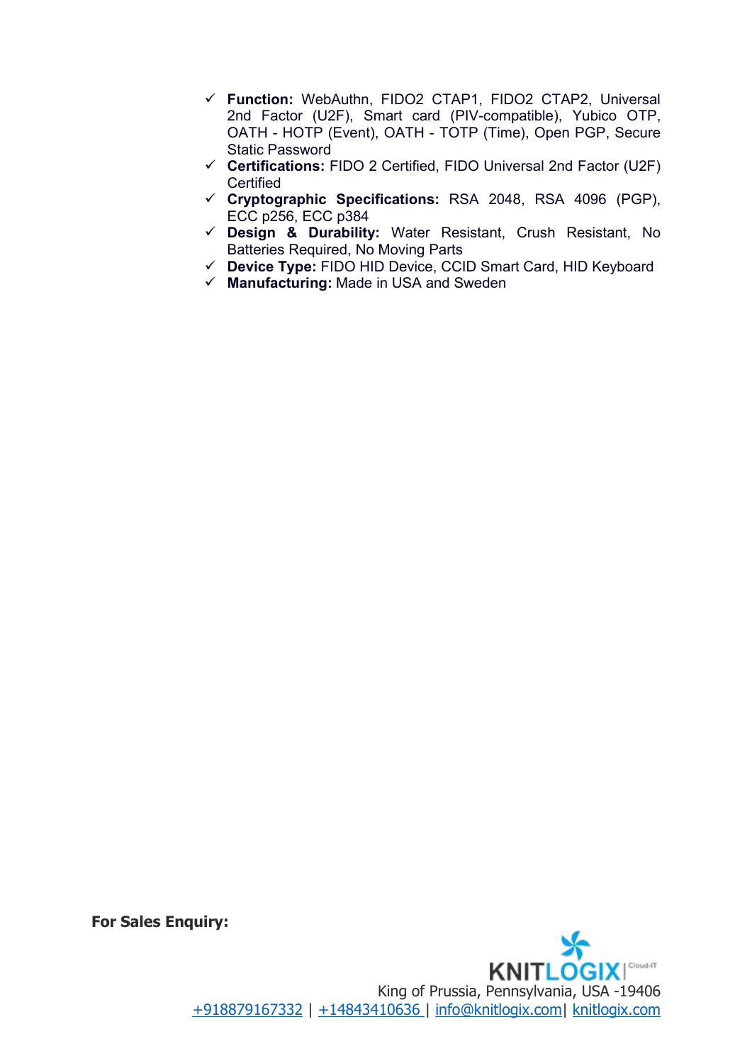- ✓ **Function:** WebAuthn, FIDO2 CTAP1, FIDO2 CTAP2, Universal 2nd Factor (U2F), Smart card (PIV-compatible), Yubico OTP, OATH - HOTP (Event), OATH - TOTP (Time), Open PGP, Secure Static Password
- ✓ **Certifications:** FIDO 2 Certified, FIDO Universal 2nd Factor (U2F) Certified
- ✓ **Cryptographic Specifications:** RSA 2048, RSA 4096 (PGP), ECC p256, ECC p384
- ✓ **Design & Durability:** Water Resistant, Crush Resistant, No Batteries Required, No Moving Parts
- ✓ **Device Type:** FIDO HID Device, CCID Smart Card, HID Keyboard
- ✓ **Manufacturing:** Made in USA and Sweden

**For Sales Enquiry:**

KNITLOGIX | Cloud-IT

King of Prussia, Pennsylvania, USA -19406

+918879167332 | +14843410636 | info@knitlogix.com| knitlogix.com